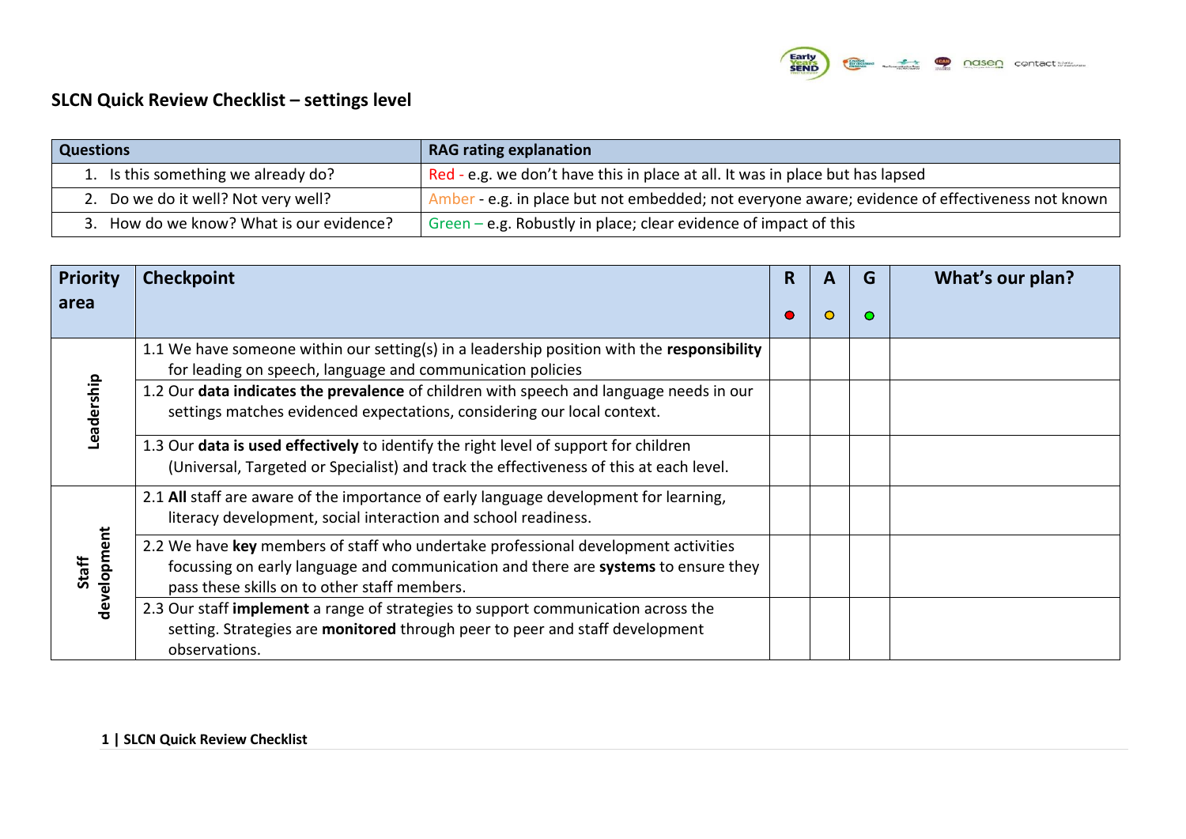## SLCN Quick Review Checklist – settings level

| Questions | RAG rating explanation |
|---|---|
| 1. Is this something we already do? | Red - e.g. we don't have this in place at all. It was in place but has lapsed |
| 2. Do we do it well? Not very well? | Amber - e.g. in place but not embedded; not everyone aware; evidence of effectiveness not known |
| 3. How do we know? What is our evidence? | Green – e.g. Robustly in place; clear evidence of impact of this |

| Priority area | Checkpoint | R ● | A ○ | G ○ | What's our plan? |
|---|---|---|---|---|---|
| Leadership | 1.1 We have someone within our setting(s) in a leadership position with the **responsibility** for leading on speech, language and communication policies | | | | |
| | 1.2 Our **data indicates the prevalence** of children with speech and language needs in our settings matches evidenced expectations, considering our local context. | | | | |
| | 1.3 Our **data is used effectively** to identify the right level of support for children (Universal, Targeted or Specialist) and track the effectiveness of this at each level. | | | | |
| Staff development | 2.1 **All** staff are aware of the importance of early language development for learning, literacy development, social interaction and school readiness. | | | | |
| | 2.2 We have **key** members of staff who undertake professional development activities focussing on early language and communication and there are **systems** to ensure they pass these skills on to other staff members. | | | | |
| | 2.3 Our staff **implement** a range of strategies to support communication across the setting. Strategies are **monitored** through peer to peer and staff development observations. | | | | |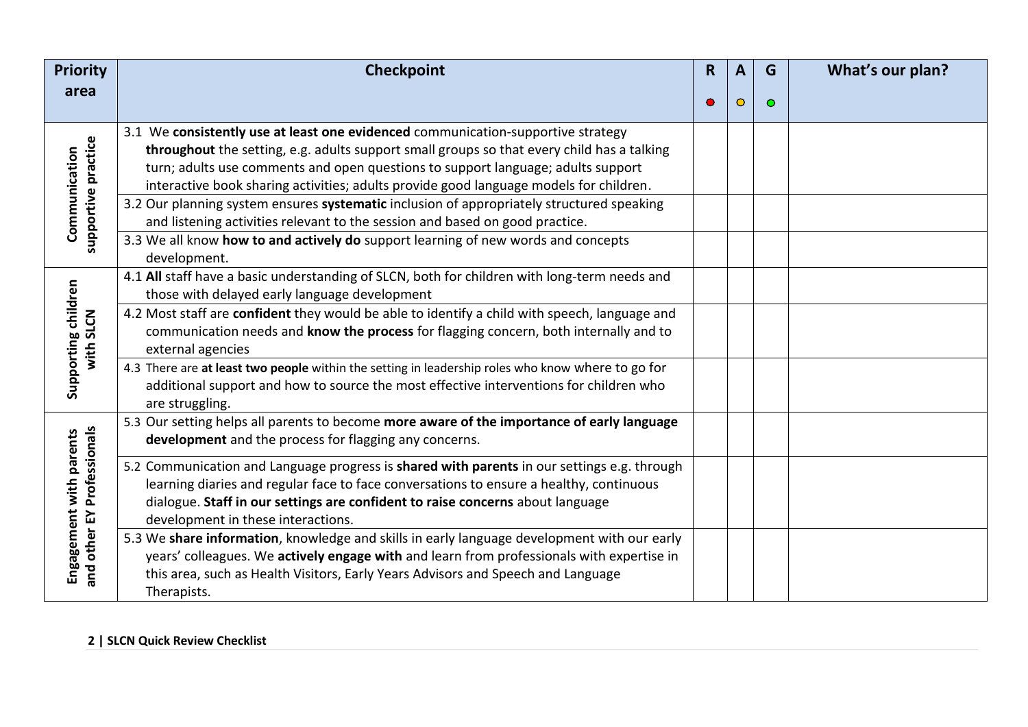| Priority area | Checkpoint | R | A | G | What's our plan? |
|---|---|---|---|---|---|
| | | ● | ○ | ○ | |
| Communication supportive practice | 3.1 We **consistently use at least one evidenced** communication-supportive strategy **throughout** the setting, e.g. adults support small groups so that every child has a talking turn; adults use comments and open questions to support language; adults support interactive book sharing activities; adults provide good language models for children. | | | | |
| | 3.2 Our planning system ensures **systematic** inclusion of appropriately structured speaking and listening activities relevant to the session and based on good practice. | | | | |
| | 3.3 We all know **how to and actively do** support learning of new words and concepts development. | | | | |
| Supporting children with SLCN | 4.1 **All** staff have a basic understanding of SLCN, both for children with long-term needs and those with delayed early language development | | | | |
| | 4.2 Most staff are **confident** they would be able to identify a child with speech, language and communication needs and **know the process** for flagging concern, both internally and to external agencies | | | | |
| | 4.3 There are **at least two people** within the setting in leadership roles who know where to go for additional support and how to source the most effective interventions for children who are struggling. | | | | |
| Engagement with parents and other EY Professionals | 5.3 Our setting helps all parents to become **more aware of the importance of early language development** and the process for flagging any concerns. | | | | |
| | 5.2 Communication and Language progress is **shared with parents** in our settings e.g. through learning diaries and regular face to face conversations to ensure a healthy, continuous dialogue. **Staff in our settings are confident to raise concerns** about language development in these interactions. | | | | |
| | 5.3 We **share information**, knowledge and skills in early language development with our early years' colleagues. We **actively engage with** and learn from professionals with expertise in this area, such as Health Visitors, Early Years Advisors and Speech and Language Therapists. | | | | |